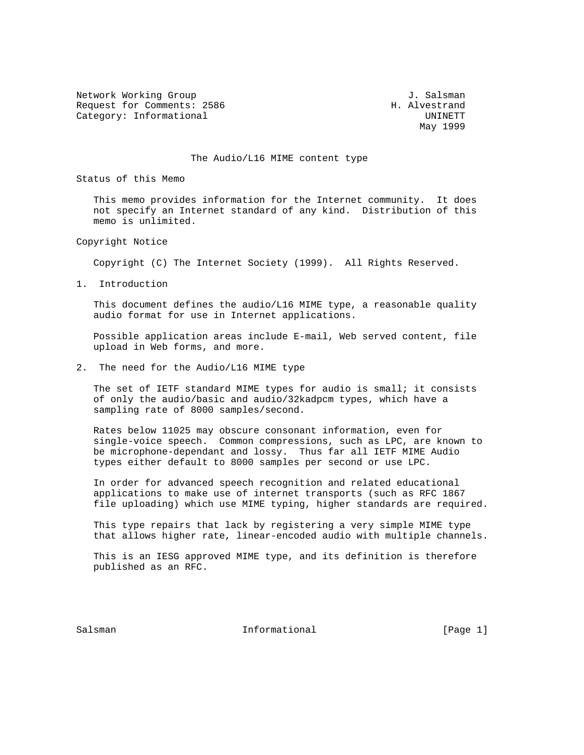Network Working Group J. Salsman
Request for Comments: 2586 H. Alvestrand
Category: Informational UNINETT
May 1999

# The Audio/L16 MIME content type

## Status of this Memo

This memo provides information for the Internet community. It does not specify an Internet standard of any kind. Distribution of this memo is unlimited.

## Copyright Notice

Copyright (C) The Internet Society (1999). All Rights Reserved.

## 1. Introduction

This document defines the audio/L16 MIME type, a reasonable quality audio format for use in Internet applications.

Possible application areas include E-mail, Web served content, file upload in Web forms, and more.

## 2. The need for the Audio/L16 MIME type

The set of IETF standard MIME types for audio is small; it consists of only the audio/basic and audio/32kadpcm types, which have a sampling rate of 8000 samples/second.

Rates below 11025 may obscure consonant information, even for single-voice speech. Common compressions, such as LPC, are known to be microphone-dependant and lossy. Thus far all IETF MIME Audio types either default to 8000 samples per second or use LPC.

In order for advanced speech recognition and related educational applications to make use of internet transports (such as RFC 1867 file uploading) which use MIME typing, higher standards are required.

This type repairs that lack by registering a very simple MIME type that allows higher rate, linear-encoded audio with multiple channels.

This is an IESG approved MIME type, and its definition is therefore published as an RFC.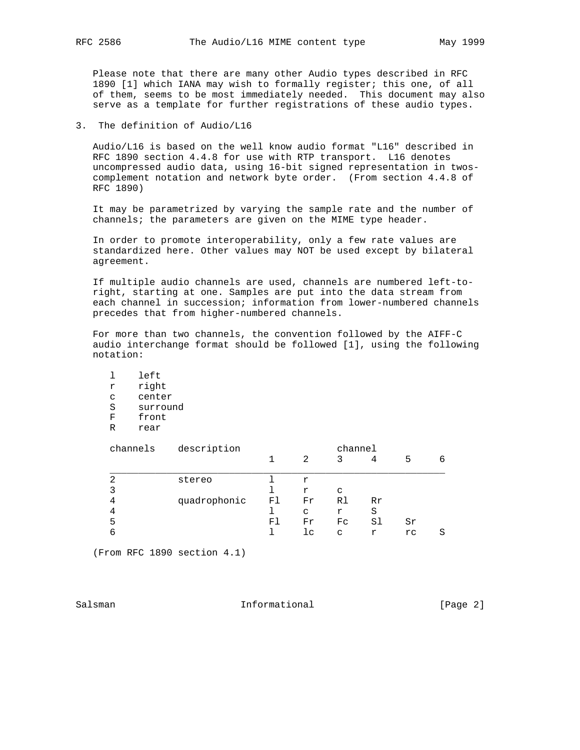Please note that there are many other Audio types described in RFC 1890 [1] which IANA may wish to formally register; this one, of all of them, seems to be most immediately needed. This document may also serve as a template for further registrations of these audio types.

## 3. The definition of Audio/L16

Audio/L16 is based on the well know audio format "L16" described in RFC 1890 section 4.4.8 for use with RTP transport. L16 denotes uncompressed audio data, using 16-bit signed representation in twos-complement notation and network byte order. (From section 4.4.8 of RFC 1890)

It may be parametrized by varying the sample rate and the number of channels; the parameters are given on the MIME type header.

In order to promote interoperability, only a few rate values are standardized here. Other values may NOT be used except by bilateral agreement.

If multiple audio channels are used, channels are numbered left-to-right, starting at one. Samples are put into the data stream from each channel in succession; information from lower-numbered channels precedes that from higher-numbered channels.

For more than two channels, the convention followed by the AIFF-C audio interchange format should be followed [1], using the following notation:

```
l    left
r    right
c    center
S    surround
F    front
R    rear
```

| channels | description | channel 1 | 2 | 3 | 4 | 5 | 6 |
|---|---|---|---|---|---|---|---|
| 2 | stereo | l | r | | | | |
| 3 | | l | r | c | | | |
| 4 | quadrophonic | Fl | Fr | Rl | Rr | | |
| 4 | | l | c | r | S | | |
| 5 | | Fl | Fr | Fc | Sl | Sr | |
| 6 | | l | lc | c | r | rc | S |

(From RFC 1890 section 4.1)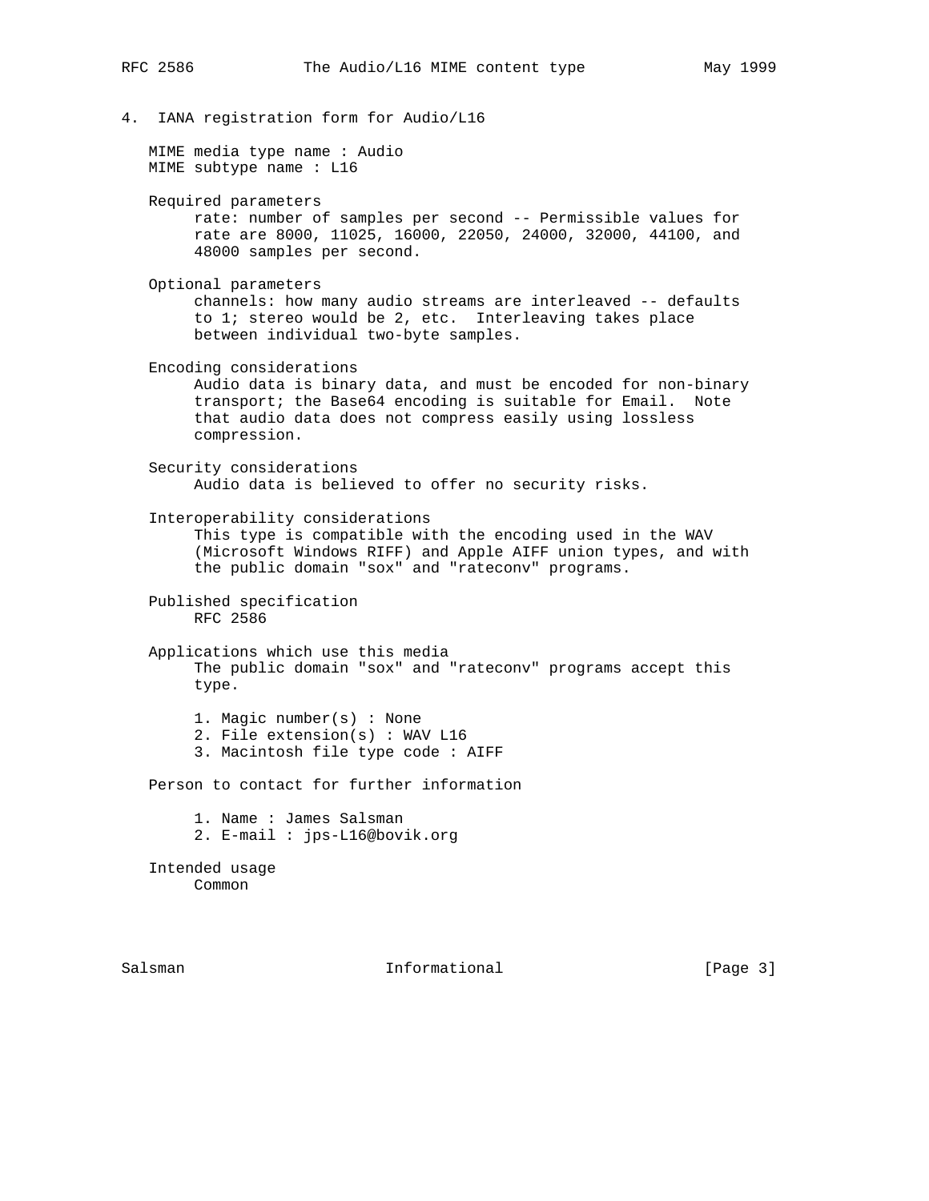## 4. IANA registration form for Audio/L16

MIME media type name : Audio
MIME subtype name : L16

Required parameters

rate: number of samples per second -- Permissible values for rate are 8000, 11025, 16000, 22050, 24000, 32000, 44100, and 48000 samples per second.

Optional parameters

channels: how many audio streams are interleaved -- defaults to 1; stereo would be 2, etc. Interleaving takes place between individual two-byte samples.

Encoding considerations

Audio data is binary data, and must be encoded for non-binary transport; the Base64 encoding is suitable for Email. Note that audio data does not compress easily using lossless compression.

Security considerations

Audio data is believed to offer no security risks.

Interoperability considerations

This type is compatible with the encoding used in the WAV (Microsoft Windows RIFF) and Apple AIFF union types, and with the public domain "sox" and "rateconv" programs.

Published specification

RFC 2586

Applications which use this media

The public domain "sox" and "rateconv" programs accept this type.

1. Magic number(s) : None
2. File extension(s) : WAV L16
3. Macintosh file type code : AIFF

Person to contact for further information

1. Name : James Salsman
2. E-mail : jps-L16@bovik.org

Intended usage

Common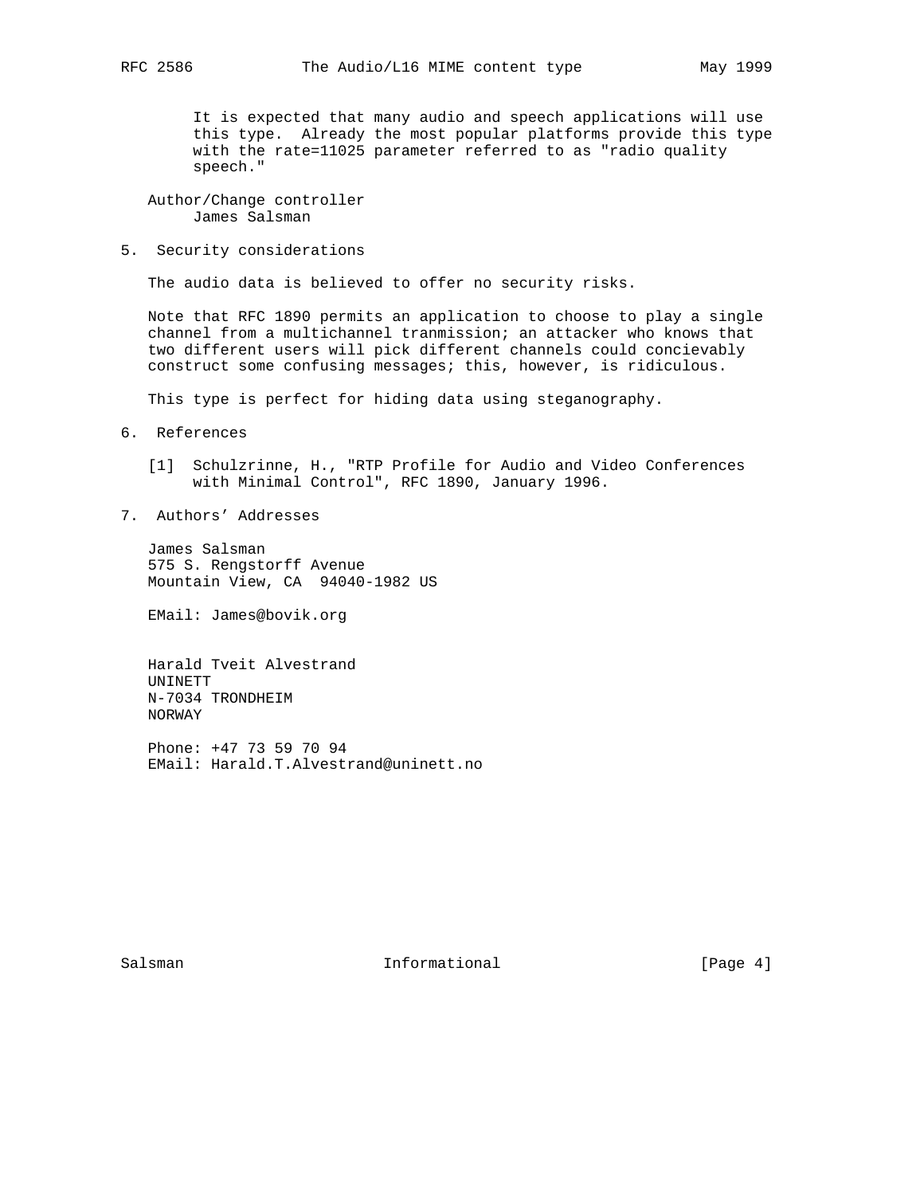It is expected that many audio and speech applications will use this type. Already the most popular platforms provide this type with the rate=11025 parameter referred to as "radio quality speech."

Author/Change controller
James Salsman

## 5. Security considerations

The audio data is believed to offer no security risks.

Note that RFC 1890 permits an application to choose to play a single channel from a multichannel tranmission; an attacker who knows that two different users will pick different channels could concievably construct some confusing messages; this, however, is ridiculous.

This type is perfect for hiding data using steganography.

## 6. References

[1] Schulzrinne, H., "RTP Profile for Audio and Video Conferences with Minimal Control", RFC 1890, January 1996.

## 7. Authors' Addresses

James Salsman
575 S. Rengstorff Avenue
Mountain View, CA 94040-1982 US

EMail: James@bovik.org

Harald Tveit Alvestrand
UNINETT
N-7034 TRONDHEIM
NORWAY

Phone: +47 73 59 70 94
EMail: Harald.T.Alvestrand@uninett.no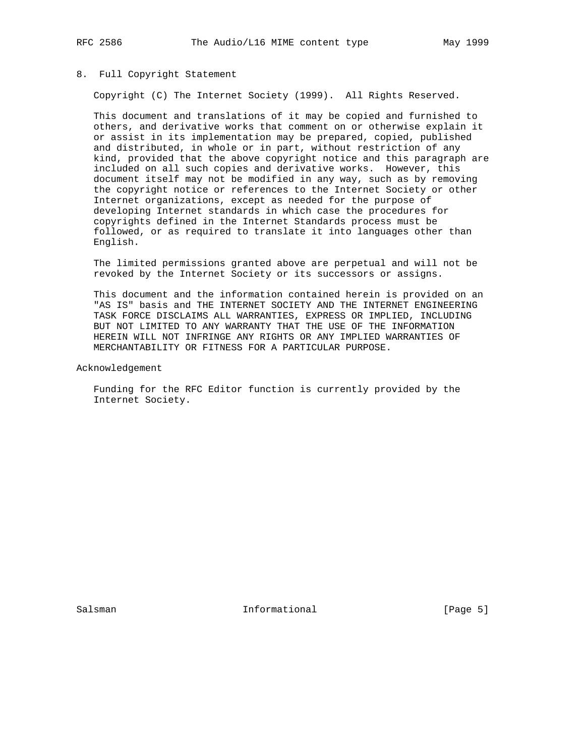## 8. Full Copyright Statement

Copyright (C) The Internet Society (1999). All Rights Reserved.

This document and translations of it may be copied and furnished to others, and derivative works that comment on or otherwise explain it or assist in its implementation may be prepared, copied, published and distributed, in whole or in part, without restriction of any kind, provided that the above copyright notice and this paragraph are included on all such copies and derivative works. However, this document itself may not be modified in any way, such as by removing the copyright notice or references to the Internet Society or other Internet organizations, except as needed for the purpose of developing Internet standards in which case the procedures for copyrights defined in the Internet Standards process must be followed, or as required to translate it into languages other than English.

The limited permissions granted above are perpetual and will not be revoked by the Internet Society or its successors or assigns.

This document and the information contained herein is provided on an "AS IS" basis and THE INTERNET SOCIETY AND THE INTERNET ENGINEERING TASK FORCE DISCLAIMS ALL WARRANTIES, EXPRESS OR IMPLIED, INCLUDING BUT NOT LIMITED TO ANY WARRANTY THAT THE USE OF THE INFORMATION HEREIN WILL NOT INFRINGE ANY RIGHTS OR ANY IMPLIED WARRANTIES OF MERCHANTABILITY OR FITNESS FOR A PARTICULAR PURPOSE.

## Acknowledgement

Funding for the RFC Editor function is currently provided by the Internet Society.